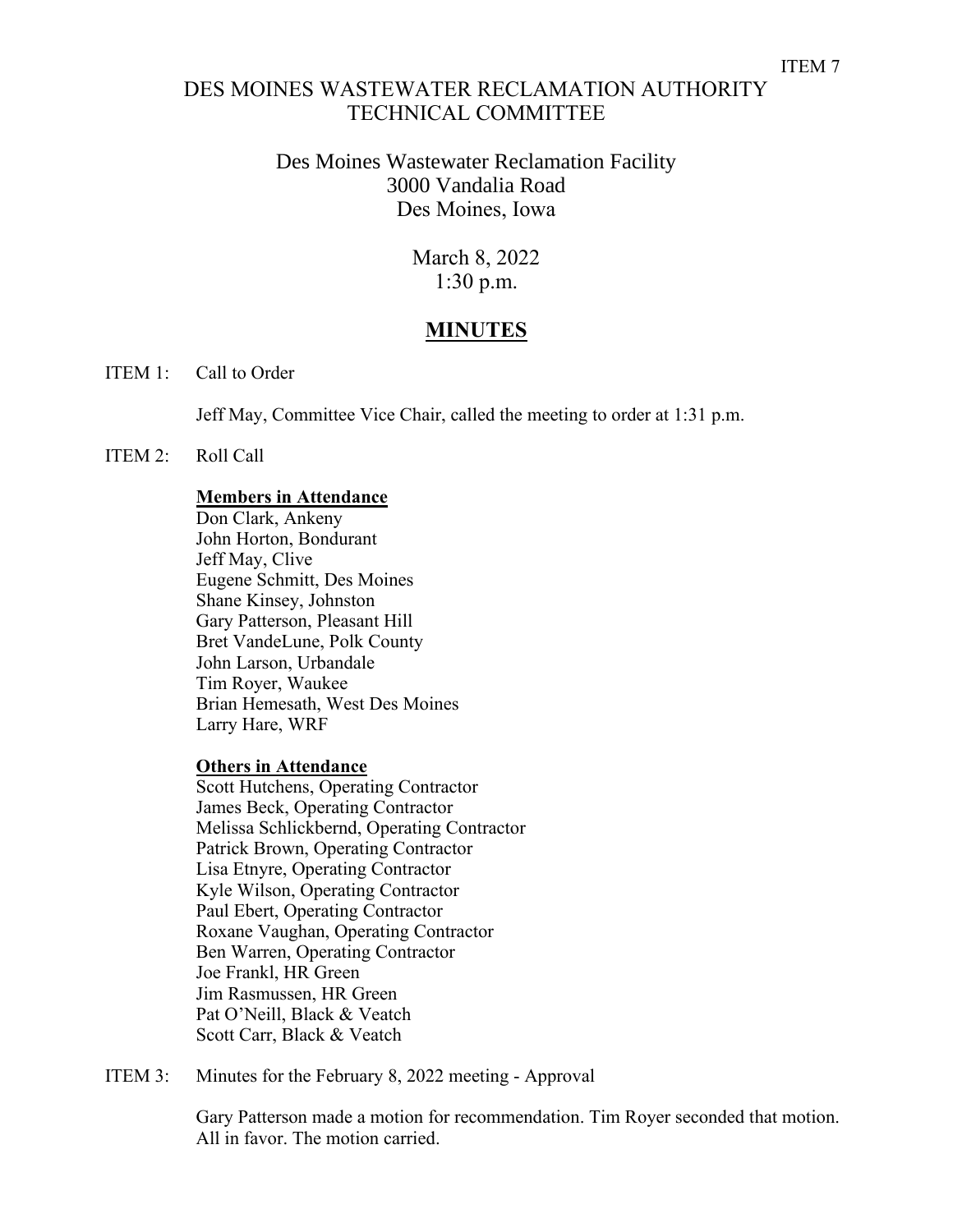ITEM 7

# DES MOINES WASTEWATER RECLAMATION AUTHORITY TECHNICAL COMMITTEE

Des Moines Wastewater Reclamation Facility
3000 Vandalia Road
Des Moines, Iowa

March 8, 2022
1:30 p.m.

## MINUTES

ITEM 1: Call to Order

Jeff May, Committee Vice Chair, called the meeting to order at 1:31 p.m.

ITEM 2: Roll Call

**Members in Attendance**
Don Clark, Ankeny
John Horton, Bondurant
Jeff May, Clive
Eugene Schmitt, Des Moines
Shane Kinsey, Johnston
Gary Patterson, Pleasant Hill
Bret VandeLune, Polk County
John Larson, Urbandale
Tim Royer, Waukee
Brian Hemesath, West Des Moines
Larry Hare, WRF

**Others in Attendance**
Scott Hutchens, Operating Contractor
James Beck, Operating Contractor
Melissa Schlickbernd, Operating Contractor
Patrick Brown, Operating Contractor
Lisa Etnyre, Operating Contractor
Kyle Wilson, Operating Contractor
Paul Ebert, Operating Contractor
Roxane Vaughan, Operating Contractor
Ben Warren, Operating Contractor
Joe Frankl, HR Green
Jim Rasmussen, HR Green
Pat O'Neill, Black & Veatch
Scott Carr, Black & Veatch

ITEM 3: Minutes for the February 8, 2022 meeting - Approval

Gary Patterson made a motion for recommendation. Tim Royer seconded that motion. All in favor. The motion carried.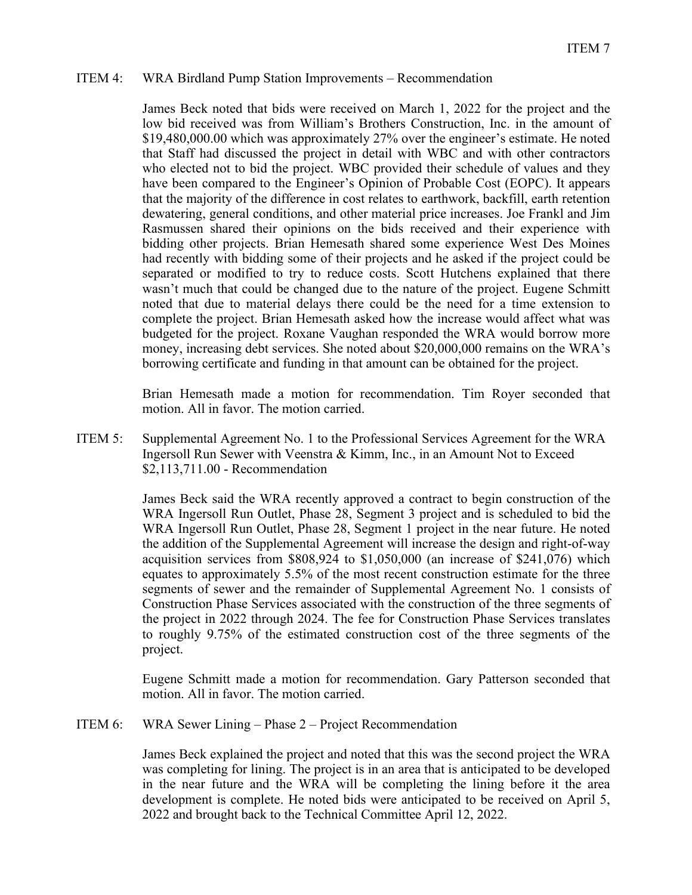ITEM 4: WRA Birdland Pump Station Improvements – Recommendation

James Beck noted that bids were received on March 1, 2022 for the project and the low bid received was from William's Brothers Construction, Inc. in the amount of $19,480,000.00 which was approximately 27% over the engineer's estimate. He noted that Staff had discussed the project in detail with WBC and with other contractors who elected not to bid the project. WBC provided their schedule of values and they have been compared to the Engineer's Opinion of Probable Cost (EOPC). It appears that the majority of the difference in cost relates to earthwork, backfill, earth retention dewatering, general conditions, and other material price increases. Joe Frankl and Jim Rasmussen shared their opinions on the bids received and their experience with bidding other projects. Brian Hemesath shared some experience West Des Moines had recently with bidding some of their projects and he asked if the project could be separated or modified to try to reduce costs. Scott Hutchens explained that there wasn't much that could be changed due to the nature of the project. Eugene Schmitt noted that due to material delays there could be the need for a time extension to complete the project. Brian Hemesath asked how the increase would affect what was budgeted for the project. Roxane Vaughan responded the WRA would borrow more money, increasing debt services. She noted about $20,000,000 remains on the WRA's borrowing certificate and funding in that amount can be obtained for the project.

Brian Hemesath made a motion for recommendation. Tim Royer seconded that motion. All in favor. The motion carried.

ITEM 5: Supplemental Agreement No. 1 to the Professional Services Agreement for the WRA Ingersoll Run Sewer with Veenstra & Kimm, Inc., in an Amount Not to Exceed $2,113,711.00 - Recommendation

James Beck said the WRA recently approved a contract to begin construction of the WRA Ingersoll Run Outlet, Phase 28, Segment 3 project and is scheduled to bid the WRA Ingersoll Run Outlet, Phase 28, Segment 1 project in the near future. He noted the addition of the Supplemental Agreement will increase the design and right-of-way acquisition services from $808,924 to $1,050,000 (an increase of $241,076) which equates to approximately 5.5% of the most recent construction estimate for the three segments of sewer and the remainder of Supplemental Agreement No. 1 consists of Construction Phase Services associated with the construction of the three segments of the project in 2022 through 2024. The fee for Construction Phase Services translates to roughly 9.75% of the estimated construction cost of the three segments of the project.

Eugene Schmitt made a motion for recommendation. Gary Patterson seconded that motion. All in favor. The motion carried.

ITEM 6: WRA Sewer Lining – Phase 2 – Project Recommendation

James Beck explained the project and noted that this was the second project the WRA was completing for lining. The project is in an area that is anticipated to be developed in the near future and the WRA will be completing the lining before it the area development is complete. He noted bids were anticipated to be received on April 5, 2022 and brought back to the Technical Committee April 12, 2022.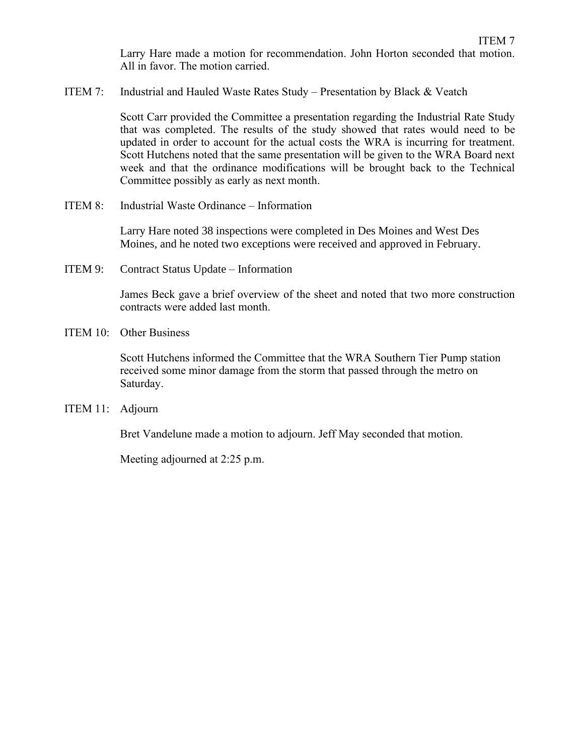Larry Hare made a motion for recommendation. John Horton seconded that motion. All in favor. The motion carried.

ITEM 7: Industrial and Hauled Waste Rates Study – Presentation by Black & Veatch

Scott Carr provided the Committee a presentation regarding the Industrial Rate Study that was completed. The results of the study showed that rates would need to be updated in order to account for the actual costs the WRA is incurring for treatment. Scott Hutchens noted that the same presentation will be given to the WRA Board next week and that the ordinance modifications will be brought back to the Technical Committee possibly as early as next month.

ITEM 8: Industrial Waste Ordinance – Information

Larry Hare noted 38 inspections were completed in Des Moines and West Des Moines, and he noted two exceptions were received and approved in February.

ITEM 9: Contract Status Update – Information

James Beck gave a brief overview of the sheet and noted that two more construction contracts were added last month.

ITEM 10: Other Business

Scott Hutchens informed the Committee that the WRA Southern Tier Pump station received some minor damage from the storm that passed through the metro on Saturday.

ITEM 11: Adjourn

Bret Vandelune made a motion to adjourn. Jeff May seconded that motion.

Meeting adjourned at 2:25 p.m.